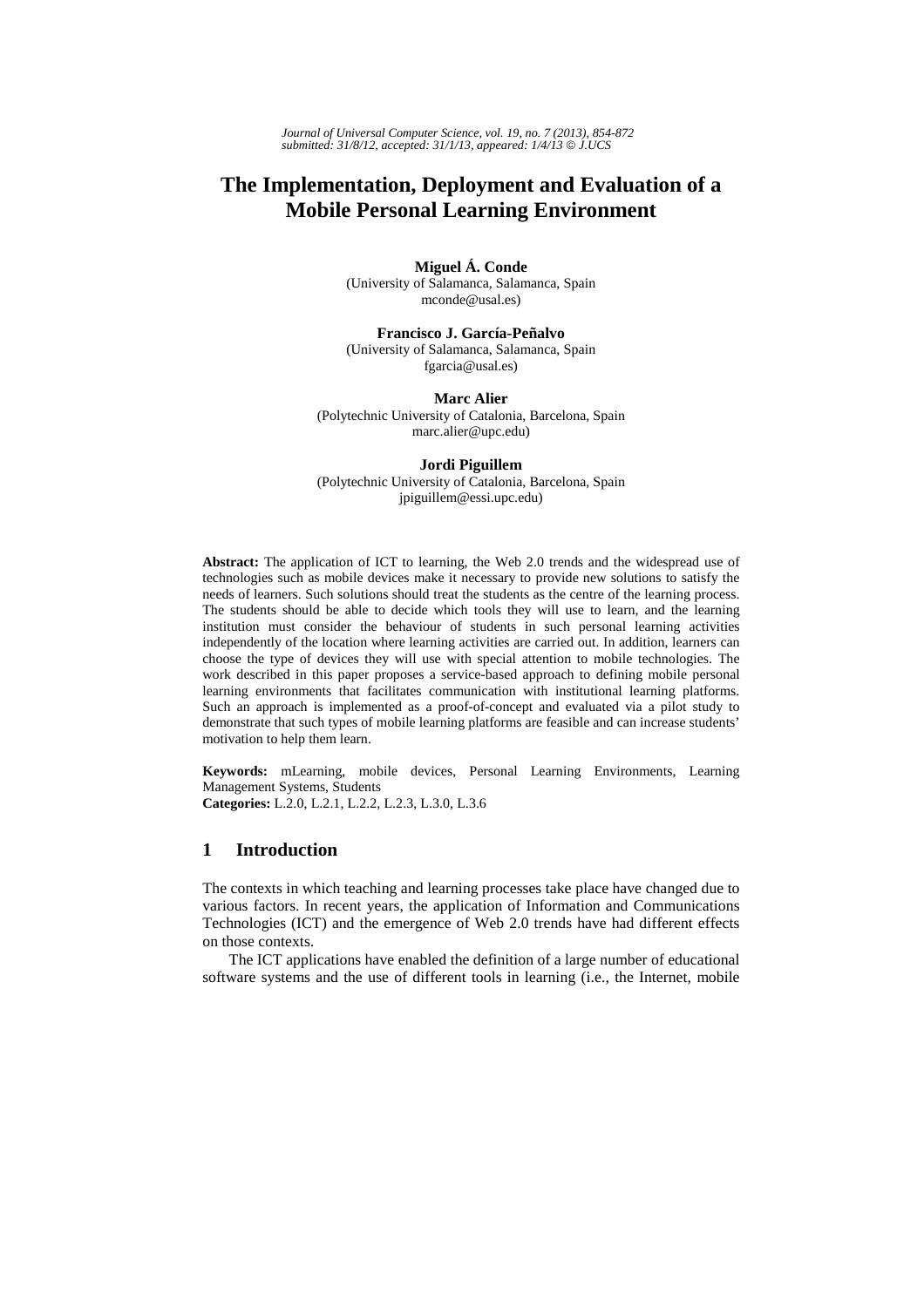# The Implementation, Deployment and Evaluation of a Mobile Personal Learning Environment

**Miguel Á. Conde**
(University of Salamanca, Salamanca, Spain
mconde@usal.es)

**Francisco J. García-Peñalvo**
(University of Salamanca, Salamanca, Spain
fgarcia@usal.es)

**Marc Alier**
(Polytechnic University of Catalonia, Barcelona, Spain
marc.alier@upc.edu)

**Jordi Piguillem**
(Polytechnic University of Catalonia, Barcelona, Spain
jpiguillem@essi.upc.edu)

**Abstract:** The application of ICT to learning, the Web 2.0 trends and the widespread use of technologies such as mobile devices make it necessary to provide new solutions to satisfy the needs of learners. Such solutions should treat the students as the centre of the learning process. The students should be able to decide which tools they will use to learn, and the learning institution must consider the behaviour of students in such personal learning activities independently of the location where learning activities are carried out. In addition, learners can choose the type of devices they will use with special attention to mobile technologies. The work described in this paper proposes a service-based approach to defining mobile personal learning environments that facilitates communication with institutional learning platforms. Such an approach is implemented as a proof-of-concept and evaluated via a pilot study to demonstrate that such types of mobile learning platforms are feasible and can increase students' motivation to help them learn.

**Keywords:** mLearning, mobile devices, Personal Learning Environments, Learning Management Systems, Students
**Categories:** L.2.0, L.2.1, L.2.2, L.2.3, L.3.0, L.3.6

## 1 Introduction

The contexts in which teaching and learning processes take place have changed due to various factors. In recent years, the application of Information and Communications Technologies (ICT) and the emergence of Web 2.0 trends have had different effects on those contexts.

The ICT applications have enabled the definition of a large number of educational software systems and the use of different tools in learning (i.e., the Internet, mobile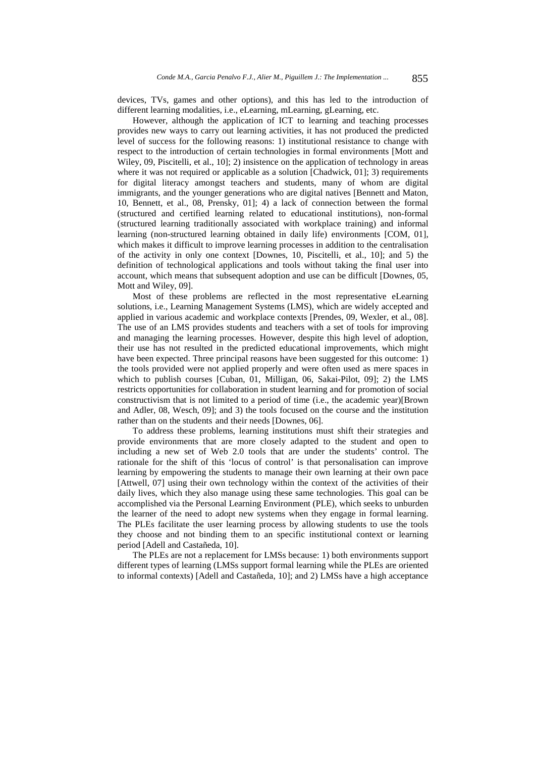devices, TVs, games and other options), and this has led to the introduction of different learning modalities, i.e., eLearning, mLearning, gLearning, etc.

However, although the application of ICT to learning and teaching processes provides new ways to carry out learning activities, it has not produced the predicted level of success for the following reasons: 1) institutional resistance to change with respect to the introduction of certain technologies in formal environments [Mott and Wiley, 09, Piscitelli, et al., 10]; 2) insistence on the application of technology in areas where it was not required or applicable as a solution [Chadwick, 01]; 3) requirements for digital literacy amongst teachers and students, many of whom are digital immigrants, and the younger generations who are digital natives [Bennett and Maton, 10, Bennett, et al., 08, Prensky, 01]; 4) a lack of connection between the formal (structured and certified learning related to educational institutions), non-formal (structured learning traditionally associated with workplace training) and informal learning (non-structured learning obtained in daily life) environments [COM, 01], which makes it difficult to improve learning processes in addition to the centralisation of the activity in only one context [Downes, 10, Piscitelli, et al., 10]; and 5) the definition of technological applications and tools without taking the final user into account, which means that subsequent adoption and use can be difficult [Downes, 05, Mott and Wiley, 09].

Most of these problems are reflected in the most representative eLearning solutions, i.e., Learning Management Systems (LMS), which are widely accepted and applied in various academic and workplace contexts [Prendes, 09, Wexler, et al., 08]. The use of an LMS provides students and teachers with a set of tools for improving and managing the learning processes. However, despite this high level of adoption, their use has not resulted in the predicted educational improvements, which might have been expected. Three principal reasons have been suggested for this outcome: 1) the tools provided were not applied properly and were often used as mere spaces in which to publish courses [Cuban, 01, Milligan, 06, Sakai-Pilot, 09]; 2) the LMS restricts opportunities for collaboration in student learning and for promotion of social constructivism that is not limited to a period of time (i.e., the academic year)[Brown and Adler, 08, Wesch, 09]; and 3) the tools focused on the course and the institution rather than on the students and their needs [Downes, 06].

To address these problems, learning institutions must shift their strategies and provide environments that are more closely adapted to the student and open to including a new set of Web 2.0 tools that are under the students' control. The rationale for the shift of this 'locus of control' is that personalisation can improve learning by empowering the students to manage their own learning at their own pace [Attwell, 07] using their own technology within the context of the activities of their daily lives, which they also manage using these same technologies. This goal can be accomplished via the Personal Learning Environment (PLE), which seeks to unburden the learner of the need to adopt new systems when they engage in formal learning. The PLEs facilitate the user learning process by allowing students to use the tools they choose and not binding them to an specific institutional context or learning period [Adell and Castañeda, 10].

The PLEs are not a replacement for LMSs because: 1) both environments support different types of learning (LMSs support formal learning while the PLEs are oriented to informal contexts) [Adell and Castañeda, 10]; and 2) LMSs have a high acceptance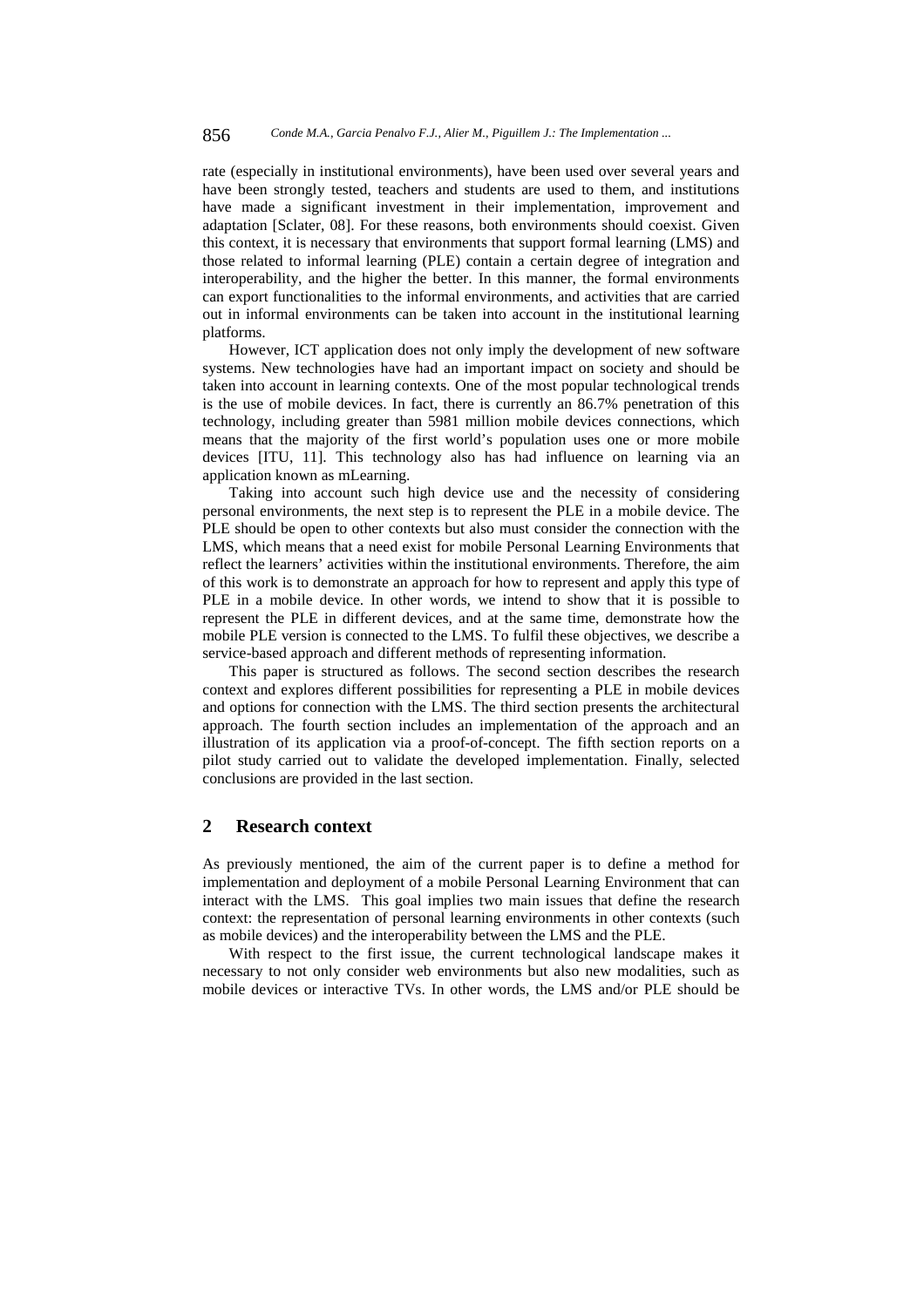rate (especially in institutional environments), have been used over several years and have been strongly tested, teachers and students are used to them, and institutions have made a significant investment in their implementation, improvement and adaptation [Sclater, 08]. For these reasons, both environments should coexist. Given this context, it is necessary that environments that support formal learning (LMS) and those related to informal learning (PLE) contain a certain degree of integration and interoperability, and the higher the better. In this manner, the formal environments can export functionalities to the informal environments, and activities that are carried out in informal environments can be taken into account in the institutional learning platforms.

However, ICT application does not only imply the development of new software systems. New technologies have had an important impact on society and should be taken into account in learning contexts. One of the most popular technological trends is the use of mobile devices. In fact, there is currently an 86.7% penetration of this technology, including greater than 5981 million mobile devices connections, which means that the majority of the first world's population uses one or more mobile devices [ITU, 11]. This technology also has had influence on learning via an application known as mLearning.

Taking into account such high device use and the necessity of considering personal environments, the next step is to represent the PLE in a mobile device. The PLE should be open to other contexts but also must consider the connection with the LMS, which means that a need exist for mobile Personal Learning Environments that reflect the learners' activities within the institutional environments. Therefore, the aim of this work is to demonstrate an approach for how to represent and apply this type of PLE in a mobile device. In other words, we intend to show that it is possible to represent the PLE in different devices, and at the same time, demonstrate how the mobile PLE version is connected to the LMS. To fulfil these objectives, we describe a service-based approach and different methods of representing information.

This paper is structured as follows. The second section describes the research context and explores different possibilities for representing a PLE in mobile devices and options for connection with the LMS. The third section presents the architectural approach. The fourth section includes an implementation of the approach and an illustration of its application via a proof-of-concept. The fifth section reports on a pilot study carried out to validate the developed implementation. Finally, selected conclusions are provided in the last section.

## 2 Research context

As previously mentioned, the aim of the current paper is to define a method for implementation and deployment of a mobile Personal Learning Environment that can interact with the LMS. This goal implies two main issues that define the research context: the representation of personal learning environments in other contexts (such as mobile devices) and the interoperability between the LMS and the PLE.

With respect to the first issue, the current technological landscape makes it necessary to not only consider web environments but also new modalities, such as mobile devices or interactive TVs. In other words, the LMS and/or PLE should be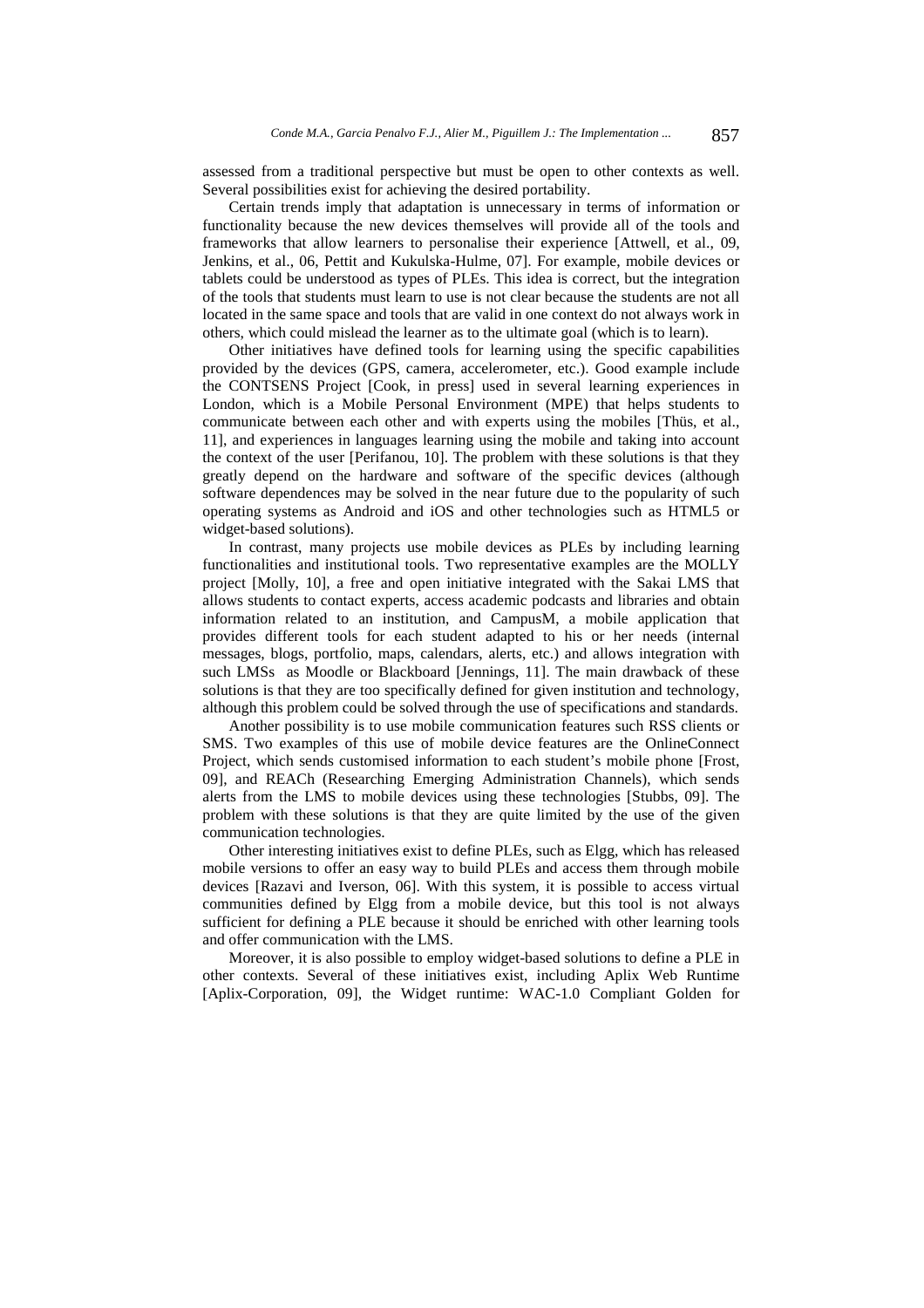assessed from a traditional perspective but must be open to other contexts as well. Several possibilities exist for achieving the desired portability.

Certain trends imply that adaptation is unnecessary in terms of information or functionality because the new devices themselves will provide all of the tools and frameworks that allow learners to personalise their experience [Attwell, et al., 09, Jenkins, et al., 06, Pettit and Kukulska-Hulme, 07]. For example, mobile devices or tablets could be understood as types of PLEs. This idea is correct, but the integration of the tools that students must learn to use is not clear because the students are not all located in the same space and tools that are valid in one context do not always work in others, which could mislead the learner as to the ultimate goal (which is to learn).

Other initiatives have defined tools for learning using the specific capabilities provided by the devices (GPS, camera, accelerometer, etc.). Good example include the CONTSENS Project [Cook, in press] used in several learning experiences in London, which is a Mobile Personal Environment (MPE) that helps students to communicate between each other and with experts using the mobiles [Thüs, et al., 11], and experiences in languages learning using the mobile and taking into account the context of the user [Perifanou, 10]. The problem with these solutions is that they greatly depend on the hardware and software of the specific devices (although software dependences may be solved in the near future due to the popularity of such operating systems as Android and iOS and other technologies such as HTML5 or widget-based solutions).

In contrast, many projects use mobile devices as PLEs by including learning functionalities and institutional tools. Two representative examples are the MOLLY project [Molly, 10], a free and open initiative integrated with the Sakai LMS that allows students to contact experts, access academic podcasts and libraries and obtain information related to an institution, and CampusM, a mobile application that provides different tools for each student adapted to his or her needs (internal messages, blogs, portfolio, maps, calendars, alerts, etc.) and allows integration with such LMSs as Moodle or Blackboard [Jennings, 11]. The main drawback of these solutions is that they are too specifically defined for given institution and technology, although this problem could be solved through the use of specifications and standards.

Another possibility is to use mobile communication features such RSS clients or SMS. Two examples of this use of mobile device features are the OnlineConnect Project, which sends customised information to each student's mobile phone [Frost, 09], and REACh (Researching Emerging Administration Channels), which sends alerts from the LMS to mobile devices using these technologies [Stubbs, 09]. The problem with these solutions is that they are quite limited by the use of the given communication technologies.

Other interesting initiatives exist to define PLEs, such as Elgg, which has released mobile versions to offer an easy way to build PLEs and access them through mobile devices [Razavi and Iverson, 06]. With this system, it is possible to access virtual communities defined by Elgg from a mobile device, but this tool is not always sufficient for defining a PLE because it should be enriched with other learning tools and offer communication with the LMS.

Moreover, it is also possible to employ widget-based solutions to define a PLE in other contexts. Several of these initiatives exist, including Aplix Web Runtime [Aplix-Corporation, 09], the Widget runtime: WAC-1.0 Compliant Golden for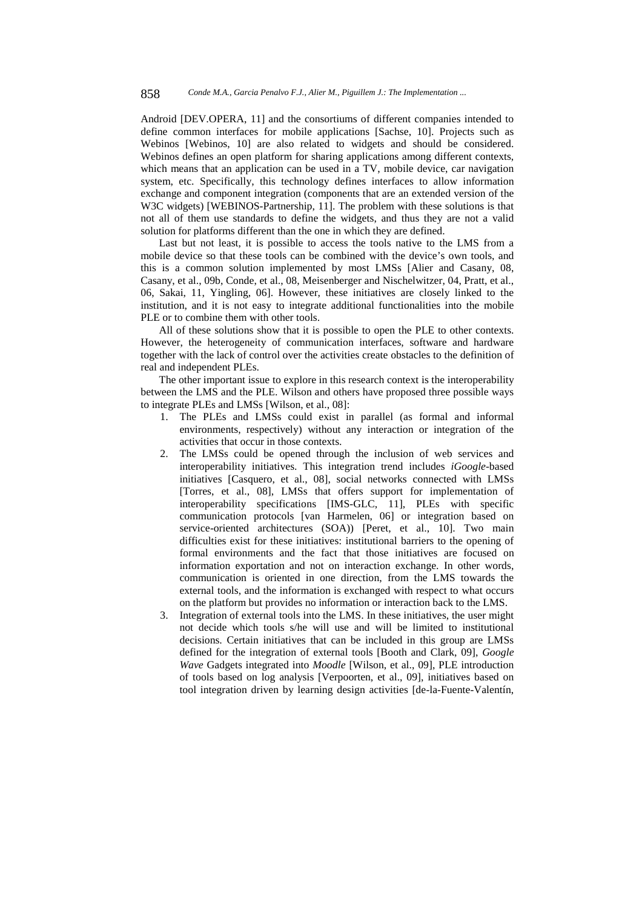Android [DEV.OPERA, 11] and the consortiums of different companies intended to define common interfaces for mobile applications [Sachse, 10]. Projects such as Webinos [Webinos, 10] are also related to widgets and should be considered. Webinos defines an open platform for sharing applications among different contexts, which means that an application can be used in a TV, mobile device, car navigation system, etc. Specifically, this technology defines interfaces to allow information exchange and component integration (components that are an extended version of the W3C widgets) [WEBINOS-Partnership, 11]. The problem with these solutions is that not all of them use standards to define the widgets, and thus they are not a valid solution for platforms different than the one in which they are defined.

Last but not least, it is possible to access the tools native to the LMS from a mobile device so that these tools can be combined with the device's own tools, and this is a common solution implemented by most LMSs [Alier and Casany, 08, Casany, et al., 09b, Conde, et al., 08, Meisenberger and Nischelwitzer, 04, Pratt, et al., 06, Sakai, 11, Yingling, 06]. However, these initiatives are closely linked to the institution, and it is not easy to integrate additional functionalities into the mobile PLE or to combine them with other tools.

All of these solutions show that it is possible to open the PLE to other contexts. However, the heterogeneity of communication interfaces, software and hardware together with the lack of control over the activities create obstacles to the definition of real and independent PLEs.

The other important issue to explore in this research context is the interoperability between the LMS and the PLE. Wilson and others have proposed three possible ways to integrate PLEs and LMSs [Wilson, et al., 08]:

1. The PLEs and LMSs could exist in parallel (as formal and informal environments, respectively) without any interaction or integration of the activities that occur in those contexts.
2. The LMSs could be opened through the inclusion of web services and interoperability initiatives. This integration trend includes *iGoogle*-based initiatives [Casquero, et al., 08], social networks connected with LMSs [Torres, et al., 08], LMSs that offers support for implementation of interoperability specifications [IMS-GLC, 11], PLEs with specific communication protocols [van Harmelen, 06] or integration based on service-oriented architectures (SOA)) [Peret, et al., 10]. Two main difficulties exist for these initiatives: institutional barriers to the opening of formal environments and the fact that those initiatives are focused on information exportation and not on interaction exchange. In other words, communication is oriented in one direction, from the LMS towards the external tools, and the information is exchanged with respect to what occurs on the platform but provides no information or interaction back to the LMS.
3. Integration of external tools into the LMS. In these initiatives, the user might not decide which tools s/he will use and will be limited to institutional decisions. Certain initiatives that can be included in this group are LMSs defined for the integration of external tools [Booth and Clark, 09], *Google Wave* Gadgets integrated into *Moodle* [Wilson, et al., 09], PLE introduction of tools based on log analysis [Verpoorten, et al., 09], initiatives based on tool integration driven by learning design activities [de-la-Fuente-Valentín,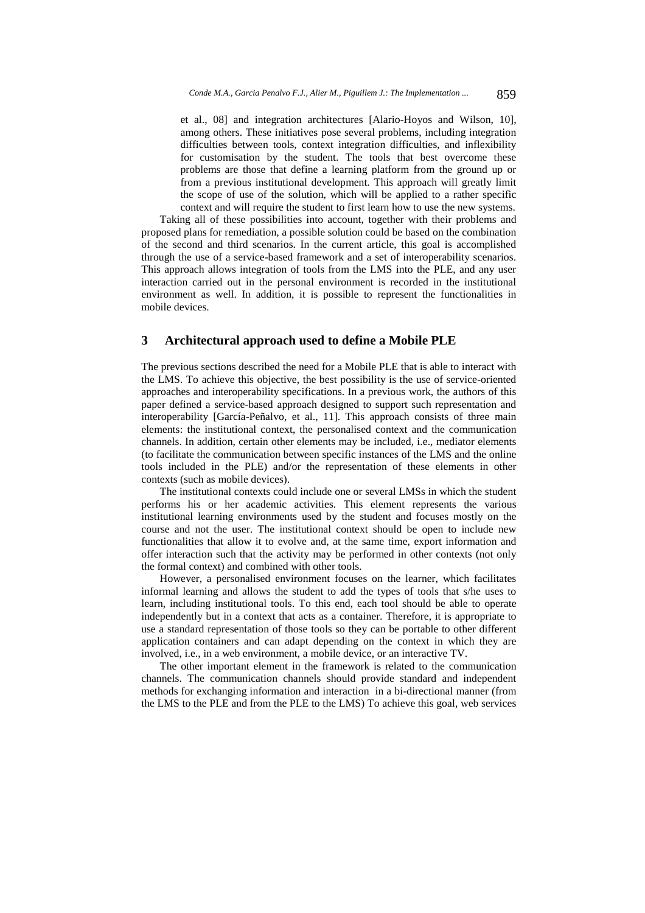et al., 08] and integration architectures [Alario-Hoyos and Wilson, 10], among others. These initiatives pose several problems, including integration difficulties between tools, context integration difficulties, and inflexibility for customisation by the student. The tools that best overcome these problems are those that define a learning platform from the ground up or from a previous institutional development. This approach will greatly limit the scope of use of the solution, which will be applied to a rather specific context and will require the student to first learn how to use the new systems.

Taking all of these possibilities into account, together with their problems and proposed plans for remediation, a possible solution could be based on the combination of the second and third scenarios. In the current article, this goal is accomplished through the use of a service-based framework and a set of interoperability scenarios. This approach allows integration of tools from the LMS into the PLE, and any user interaction carried out in the personal environment is recorded in the institutional environment as well. In addition, it is possible to represent the functionalities in mobile devices.

## 3 Architectural approach used to define a Mobile PLE

The previous sections described the need for a Mobile PLE that is able to interact with the LMS. To achieve this objective, the best possibility is the use of service-oriented approaches and interoperability specifications. In a previous work, the authors of this paper defined a service-based approach designed to support such representation and interoperability [García-Peñalvo, et al., 11]. This approach consists of three main elements: the institutional context, the personalised context and the communication channels. In addition, certain other elements may be included, i.e., mediator elements (to facilitate the communication between specific instances of the LMS and the online tools included in the PLE) and/or the representation of these elements in other contexts (such as mobile devices).

The institutional contexts could include one or several LMSs in which the student performs his or her academic activities. This element represents the various institutional learning environments used by the student and focuses mostly on the course and not the user. The institutional context should be open to include new functionalities that allow it to evolve and, at the same time, export information and offer interaction such that the activity may be performed in other contexts (not only the formal context) and combined with other tools.

However, a personalised environment focuses on the learner, which facilitates informal learning and allows the student to add the types of tools that s/he uses to learn, including institutional tools. To this end, each tool should be able to operate independently but in a context that acts as a container. Therefore, it is appropriate to use a standard representation of those tools so they can be portable to other different application containers and can adapt depending on the context in which they are involved, i.e., in a web environment, a mobile device, or an interactive TV.

The other important element in the framework is related to the communication channels. The communication channels should provide standard and independent methods for exchanging information and interaction in a bi-directional manner (from the LMS to the PLE and from the PLE to the LMS) To achieve this goal, web services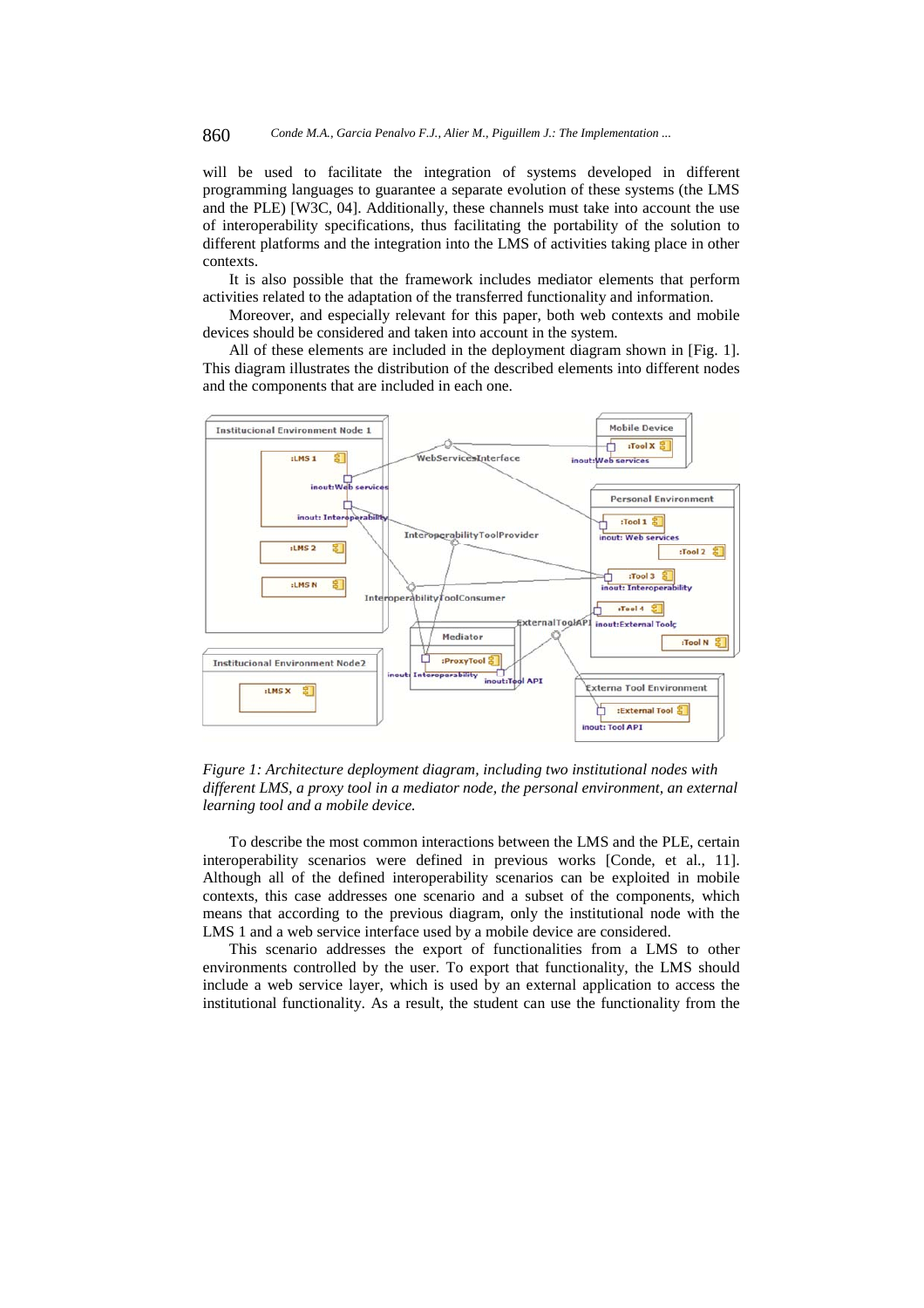will be used to facilitate the integration of systems developed in different programming languages to guarantee a separate evolution of these systems (the LMS and the PLE) [W3C, 04]. Additionally, these channels must take into account the use of interoperability specifications, thus facilitating the portability of the solution to different platforms and the integration into the LMS of activities taking place in other contexts.

It is also possible that the framework includes mediator elements that perform activities related to the adaptation of the transferred functionality and information.

Moreover, and especially relevant for this paper, both web contexts and mobile devices should be considered and taken into account in the system.

All of these elements are included in the deployment diagram shown in [Fig. 1]. This diagram illustrates the distribution of the described elements into different nodes and the components that are included in each one.

*Figure 1: Architecture deployment diagram, including two institutional nodes with different LMS, a proxy tool in a mediator node, the personal environment, an external learning tool and a mobile device.*

To describe the most common interactions between the LMS and the PLE, certain interoperability scenarios were defined in previous works [Conde, et al., 11]. Although all of the defined interoperability scenarios can be exploited in mobile contexts, this case addresses one scenario and a subset of the components, which means that according to the previous diagram, only the institutional node with the LMS 1 and a web service interface used by a mobile device are considered.

This scenario addresses the export of functionalities from a LMS to other environments controlled by the user. To export that functionality, the LMS should include a web service layer, which is used by an external application to access the institutional functionality. As a result, the student can use the functionality from the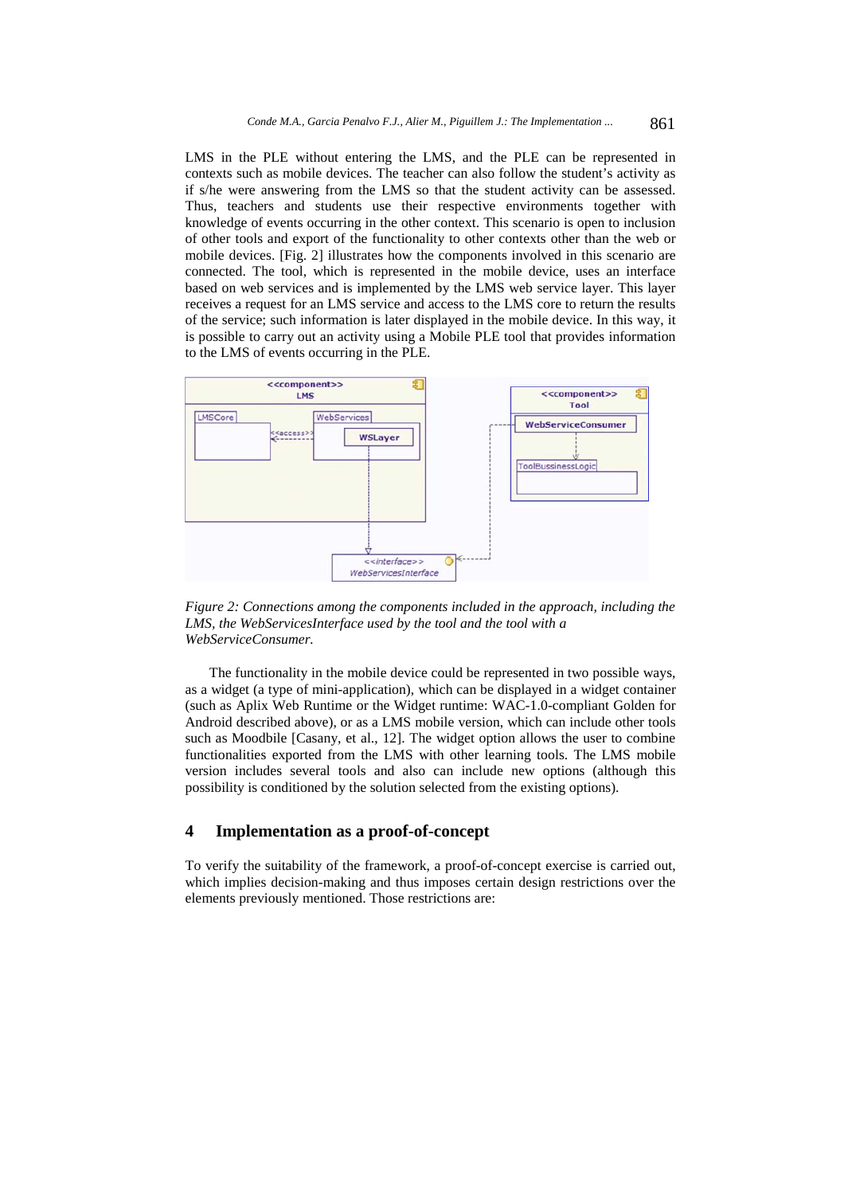LMS in the PLE without entering the LMS, and the PLE can be represented in contexts such as mobile devices. The teacher can also follow the student's activity as if s/he were answering from the LMS so that the student activity can be assessed. Thus, teachers and students use their respective environments together with knowledge of events occurring in the other context. This scenario is open to inclusion of other tools and export of the functionality to other contexts other than the web or mobile devices. [Fig. 2] illustrates how the components involved in this scenario are connected. The tool, which is represented in the mobile device, uses an interface based on web services and is implemented by the LMS web service layer. This layer receives a request for an LMS service and access to the LMS core to return the results of the service; such information is later displayed in the mobile device. In this way, it is possible to carry out an activity using a Mobile PLE tool that provides information to the LMS of events occurring in the PLE.

*Figure 2: Connections among the components included in the approach, including the LMS, the WebServicesInterface used by the tool and the tool with a WebServiceConsumer.*

The functionality in the mobile device could be represented in two possible ways, as a widget (a type of mini-application), which can be displayed in a widget container (such as Aplix Web Runtime or the Widget runtime: WAC-1.0-compliant Golden for Android described above), or as a LMS mobile version, which can include other tools such as Moodbile [Casany, et al., 12]. The widget option allows the user to combine functionalities exported from the LMS with other learning tools. The LMS mobile version includes several tools and also can include new options (although this possibility is conditioned by the solution selected from the existing options).

## 4 Implementation as a proof-of-concept

To verify the suitability of the framework, a proof-of-concept exercise is carried out, which implies decision-making and thus imposes certain design restrictions over the elements previously mentioned. Those restrictions are: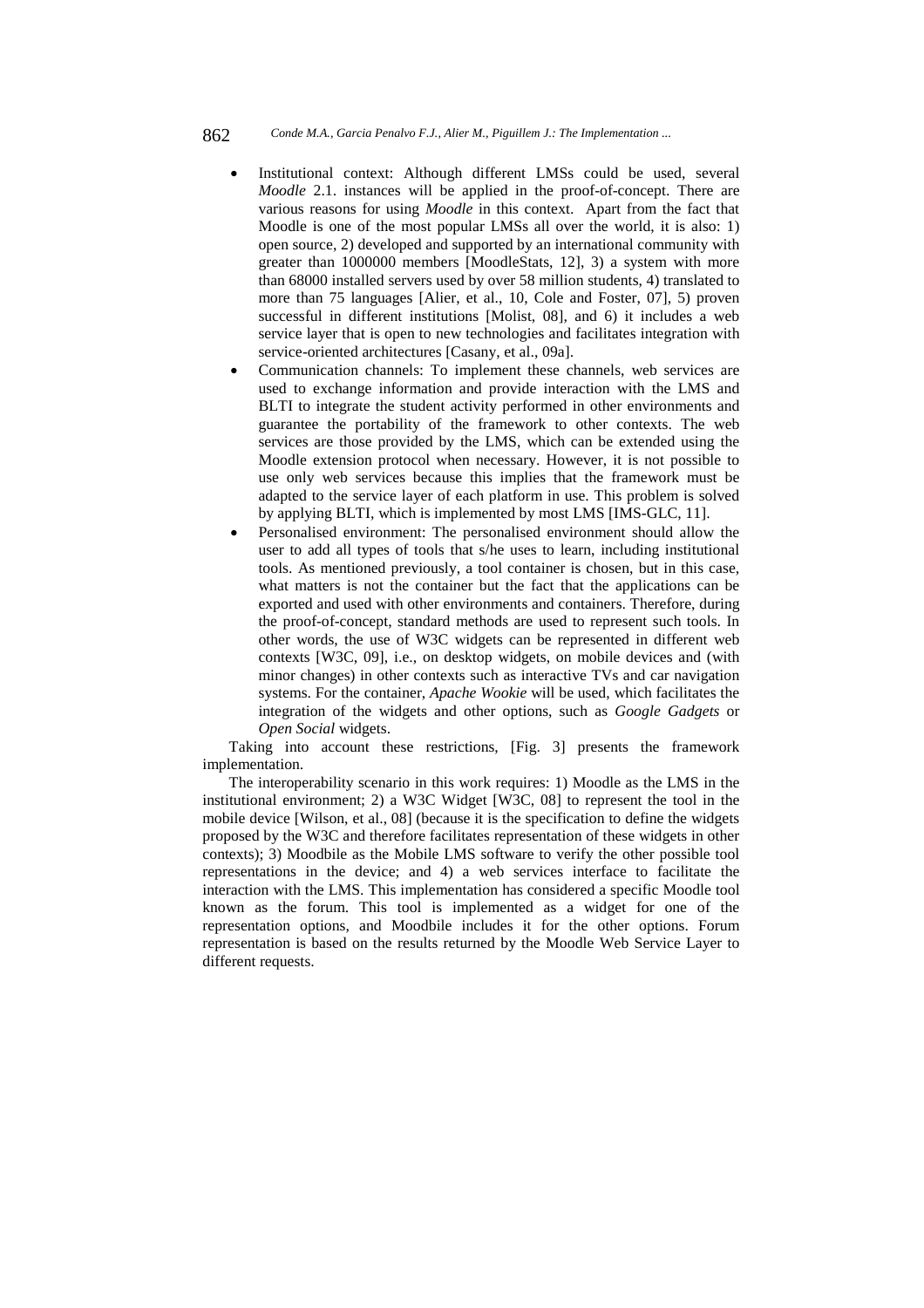- Institutional context: Although different LMSs could be used, several *Moodle* 2.1. instances will be applied in the proof-of-concept. There are various reasons for using *Moodle* in this context. Apart from the fact that Moodle is one of the most popular LMSs all over the world, it is also: 1) open source, 2) developed and supported by an international community with greater than 1000000 members [MoodleStats, 12], 3) a system with more than 68000 installed servers used by over 58 million students, 4) translated to more than 75 languages [Alier, et al., 10, Cole and Foster, 07], 5) proven successful in different institutions [Molist, 08], and 6) it includes a web service layer that is open to new technologies and facilitates integration with service-oriented architectures [Casany, et al., 09a].
- Communication channels: To implement these channels, web services are used to exchange information and provide interaction with the LMS and BLTI to integrate the student activity performed in other environments and guarantee the portability of the framework to other contexts. The web services are those provided by the LMS, which can be extended using the Moodle extension protocol when necessary. However, it is not possible to use only web services because this implies that the framework must be adapted to the service layer of each platform in use. This problem is solved by applying BLTI, which is implemented by most LMS [IMS-GLC, 11].
- Personalised environment: The personalised environment should allow the user to add all types of tools that s/he uses to learn, including institutional tools. As mentioned previously, a tool container is chosen, but in this case, what matters is not the container but the fact that the applications can be exported and used with other environments and containers. Therefore, during the proof-of-concept, standard methods are used to represent such tools. In other words, the use of W3C widgets can be represented in different web contexts [W3C, 09], i.e., on desktop widgets, on mobile devices and (with minor changes) in other contexts such as interactive TVs and car navigation systems. For the container, *Apache Wookie* will be used, which facilitates the integration of the widgets and other options, such as *Google Gadgets* or *Open Social* widgets.

Taking into account these restrictions, [Fig. 3] presents the framework implementation.

The interoperability scenario in this work requires: 1) Moodle as the LMS in the institutional environment; 2) a W3C Widget [W3C, 08] to represent the tool in the mobile device [Wilson, et al., 08] (because it is the specification to define the widgets proposed by the W3C and therefore facilitates representation of these widgets in other contexts); 3) Moodbile as the Mobile LMS software to verify the other possible tool representations in the device; and 4) a web services interface to facilitate the interaction with the LMS. This implementation has considered a specific Moodle tool known as the forum. This tool is implemented as a widget for one of the representation options, and Moodbile includes it for the other options. Forum representation is based on the results returned by the Moodle Web Service Layer to different requests.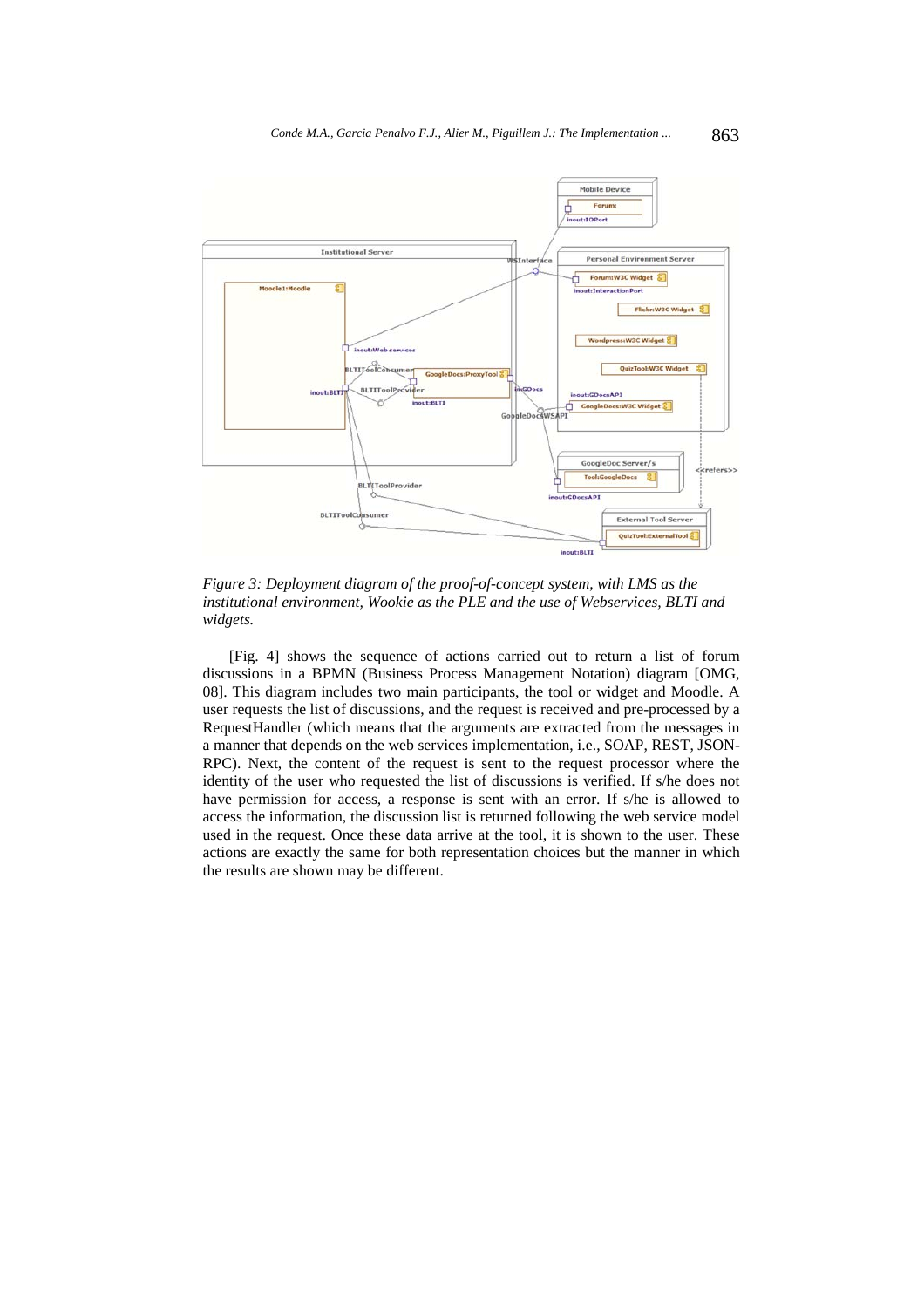*Figure 3: Deployment diagram of the proof-of-concept system, with LMS as the institutional environment, Wookie as the PLE and the use of Webservices, BLTI and widgets.*

[Fig. 4] shows the sequence of actions carried out to return a list of forum discussions in a BPMN (Business Process Management Notation) diagram [OMG, 08]. This diagram includes two main participants, the tool or widget and Moodle. A user requests the list of discussions, and the request is received and pre-processed by a RequestHandler (which means that the arguments are extracted from the messages in a manner that depends on the web services implementation, i.e., SOAP, REST, JSON-RPC). Next, the content of the request is sent to the request processor where the identity of the user who requested the list of discussions is verified. If s/he does not have permission for access, a response is sent with an error. If s/he is allowed to access the information, the discussion list is returned following the web service model used in the request. Once these data arrive at the tool, it is shown to the user. These actions are exactly the same for both representation choices but the manner in which the results are shown may be different.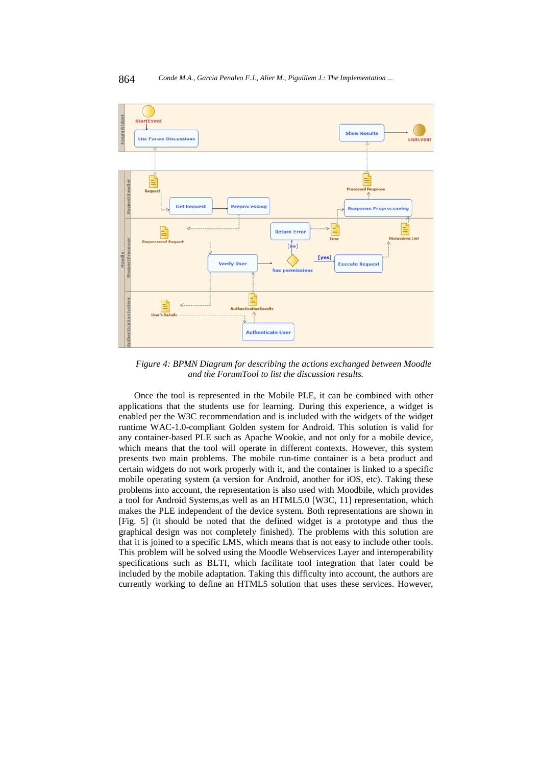*Figure 4: BPMN Diagram for describing the actions exchanged between Moodle and the ForumTool to list the discussion results.*

Once the tool is represented in the Mobile PLE, it can be combined with other applications that the students use for learning. During this experience, a widget is enabled per the W3C recommendation and is included with the widgets of the widget runtime WAC-1.0-compliant Golden system for Android. This solution is valid for any container-based PLE such as Apache Wookie, and not only for a mobile device, which means that the tool will operate in different contexts. However, this system presents two main problems. The mobile run-time container is a beta product and certain widgets do not work properly with it, and the container is linked to a specific mobile operating system (a version for Android, another for iOS, etc). Taking these problems into account, the representation is also used with Moodbile, which provides a tool for Android Systems,as well as an HTML5.0 [W3C, 11] representation, which makes the PLE independent of the device system. Both representations are shown in [Fig. 5] (it should be noted that the defined widget is a prototype and thus the graphical design was not completely finished). The problems with this solution are that it is joined to a specific LMS, which means that is not easy to include other tools. This problem will be solved using the Moodle Webservices Layer and interoperability specifications such as BLTI, which facilitate tool integration that later could be included by the mobile adaptation. Taking this difficulty into account, the authors are currently working to define an HTML5 solution that uses these services. However,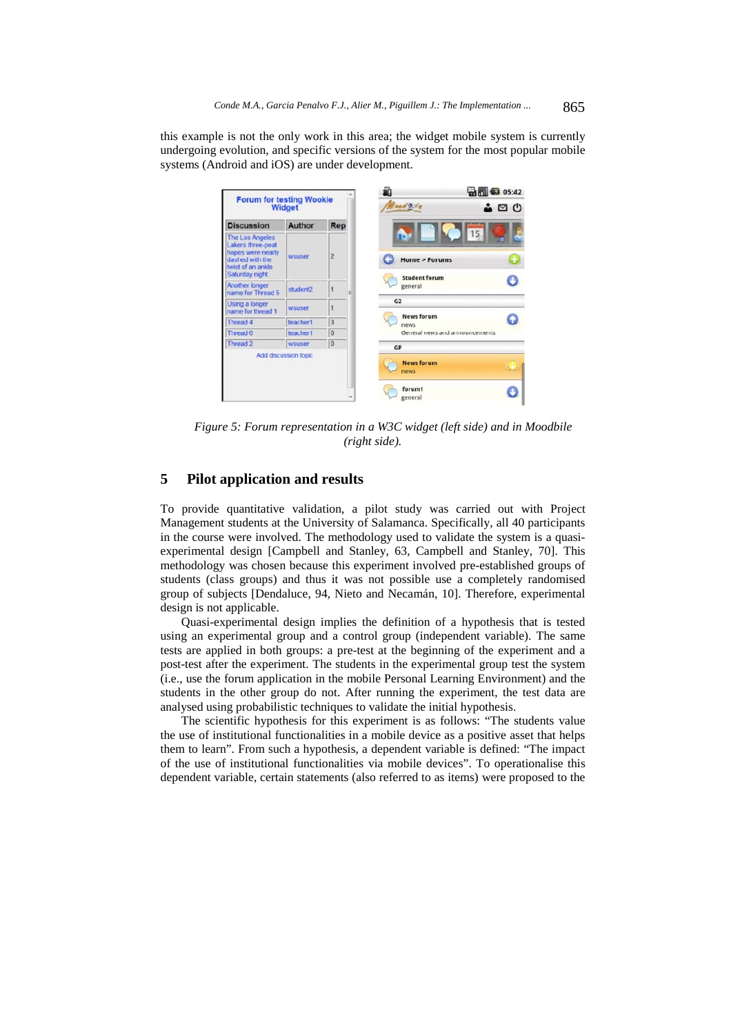this example is not the only work in this area; the widget mobile system is currently undergoing evolution, and specific versions of the system for the most popular mobile systems (Android and iOS) are under development.

*Figure 5: Forum representation in a W3C widget (left side) and in Moodbile (right side).*

## 5 Pilot application and results

To provide quantitative validation, a pilot study was carried out with Project Management students at the University of Salamanca. Specifically, all 40 participants in the course were involved. The methodology used to validate the system is a quasi-experimental design [Campbell and Stanley, 63, Campbell and Stanley, 70]. This methodology was chosen because this experiment involved pre-established groups of students (class groups) and thus it was not possible use a completely randomised group of subjects [Dendaluce, 94, Nieto and Necamán, 10]. Therefore, experimental design is not applicable.

Quasi-experimental design implies the definition of a hypothesis that is tested using an experimental group and a control group (independent variable). The same tests are applied in both groups: a pre-test at the beginning of the experiment and a post-test after the experiment. The students in the experimental group test the system (i.e., use the forum application in the mobile Personal Learning Environment) and the students in the other group do not. After running the experiment, the test data are analysed using probabilistic techniques to validate the initial hypothesis.

The scientific hypothesis for this experiment is as follows: "The students value the use of institutional functionalities in a mobile device as a positive asset that helps them to learn". From such a hypothesis, a dependent variable is defined: "The impact of the use of institutional functionalities via mobile devices". To operationalise this dependent variable, certain statements (also referred to as items) were proposed to the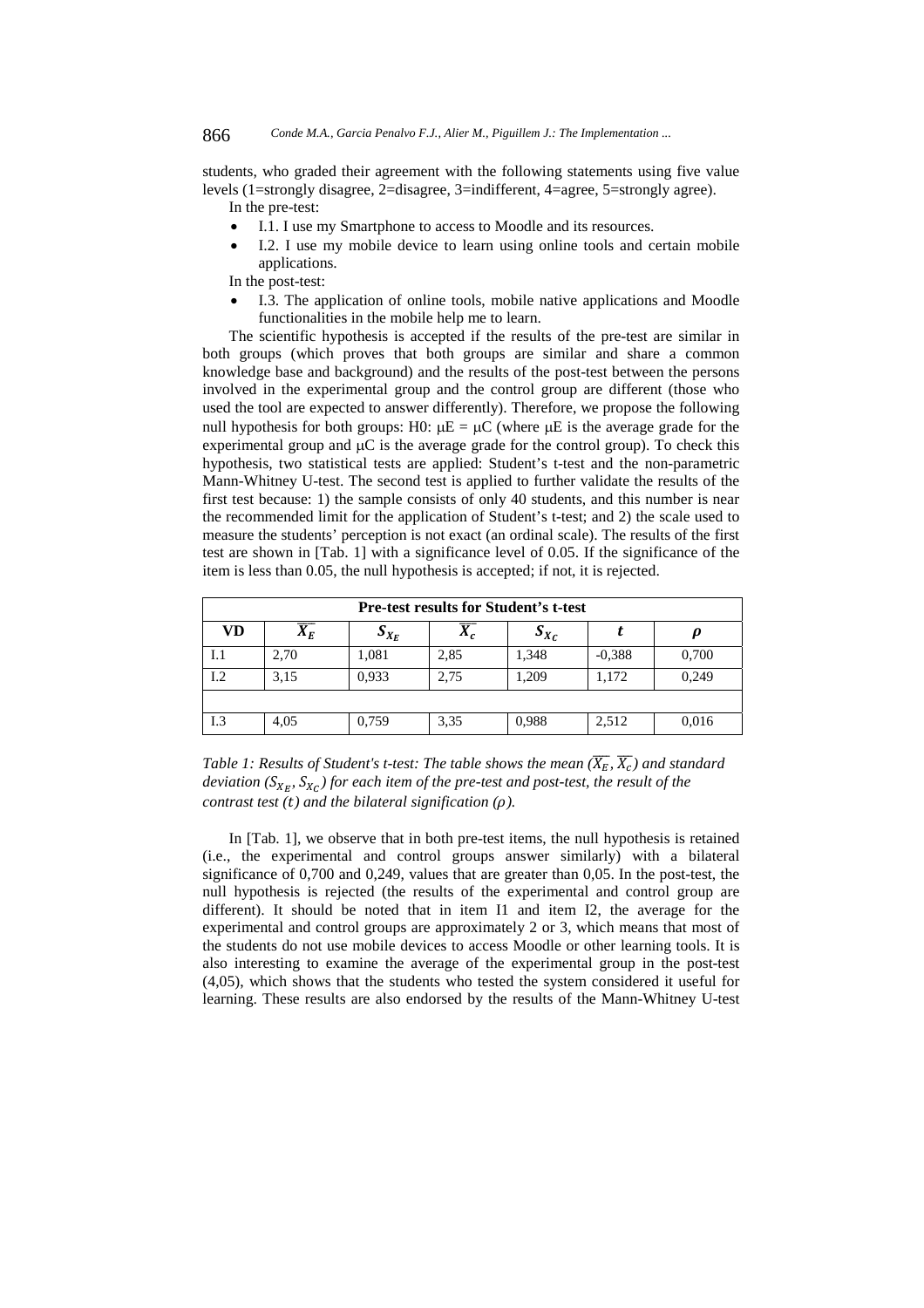students, who graded their agreement with the following statements using five value levels (1=strongly disagree, 2=disagree, 3=indifferent, 4=agree, 5=strongly agree).

In the pre-test:

- I.1. I use my Smartphone to access to Moodle and its resources.
- I.2. I use my mobile device to learn using online tools and certain mobile applications.

In the post-test:

- I.3. The application of online tools, mobile native applications and Moodle functionalities in the mobile help me to learn.

The scientific hypothesis is accepted if the results of the pre-test are similar in both groups (which proves that both groups are similar and share a common knowledge base and background) and the results of the post-test between the persons involved in the experimental group and the control group are different (those who used the tool are expected to answer differently). Therefore, we propose the following null hypothesis for both groups: H0: μE = μC (where μE is the average grade for the experimental group and μC is the average grade for the control group). To check this hypothesis, two statistical tests are applied: Student's t-test and the non-parametric Mann-Whitney U-test. The second test is applied to further validate the results of the first test because: 1) the sample consists of only 40 students, and this number is near the recommended limit for the application of Student's t-test; and 2) the scale used to measure the students' perception is not exact (an ordinal scale). The results of the first test are shown in [Tab. 1] with a significance level of 0.05. If the significance of the item is less than 0.05, the null hypothesis is accepted; if not, it is rejected.

| **Pre-test results for Student's t-test** | | | | | | |
|---|---|---|---|---|---|---|
| **VD** | $\overline{X_E}$ | $S_{X_E}$ | $\overline{X_c}$ | $S_{X_C}$ | $t$ | $\rho$ |
| I.1 | 2,70 | 1,081 | 2,85 | 1,348 | -0,388 | 0,700 |
| I.2 | 3,15 | 0,933 | 2,75 | 1,209 | 1,172 | 0,249 |
| | | | | | | |
| I.3 | 4,05 | 0,759 | 3,35 | 0,988 | 2,512 | 0,016 |

*Table 1: Results of Student's t-test: The table shows the mean ($\overline{X_E}$, $\overline{X_c}$) and standard deviation ($S_{X_E}$, $S_{X_C}$) for each item of the pre-test and post-test, the result of the contrast test ($t$) and the bilateral signification ($\rho$).*

In [Tab. 1], we observe that in both pre-test items, the null hypothesis is retained (i.e., the experimental and control groups answer similarly) with a bilateral significance of 0,700 and 0,249, values that are greater than 0,05. In the post-test, the null hypothesis is rejected (the results of the experimental and control group are different). It should be noted that in item I1 and item I2, the average for the experimental and control groups are approximately 2 or 3, which means that most of the students do not use mobile devices to access Moodle or other learning tools. It is also interesting to examine the average of the experimental group in the post-test (4,05), which shows that the students who tested the system considered it useful for learning. These results are also endorsed by the results of the Mann-Whitney U-test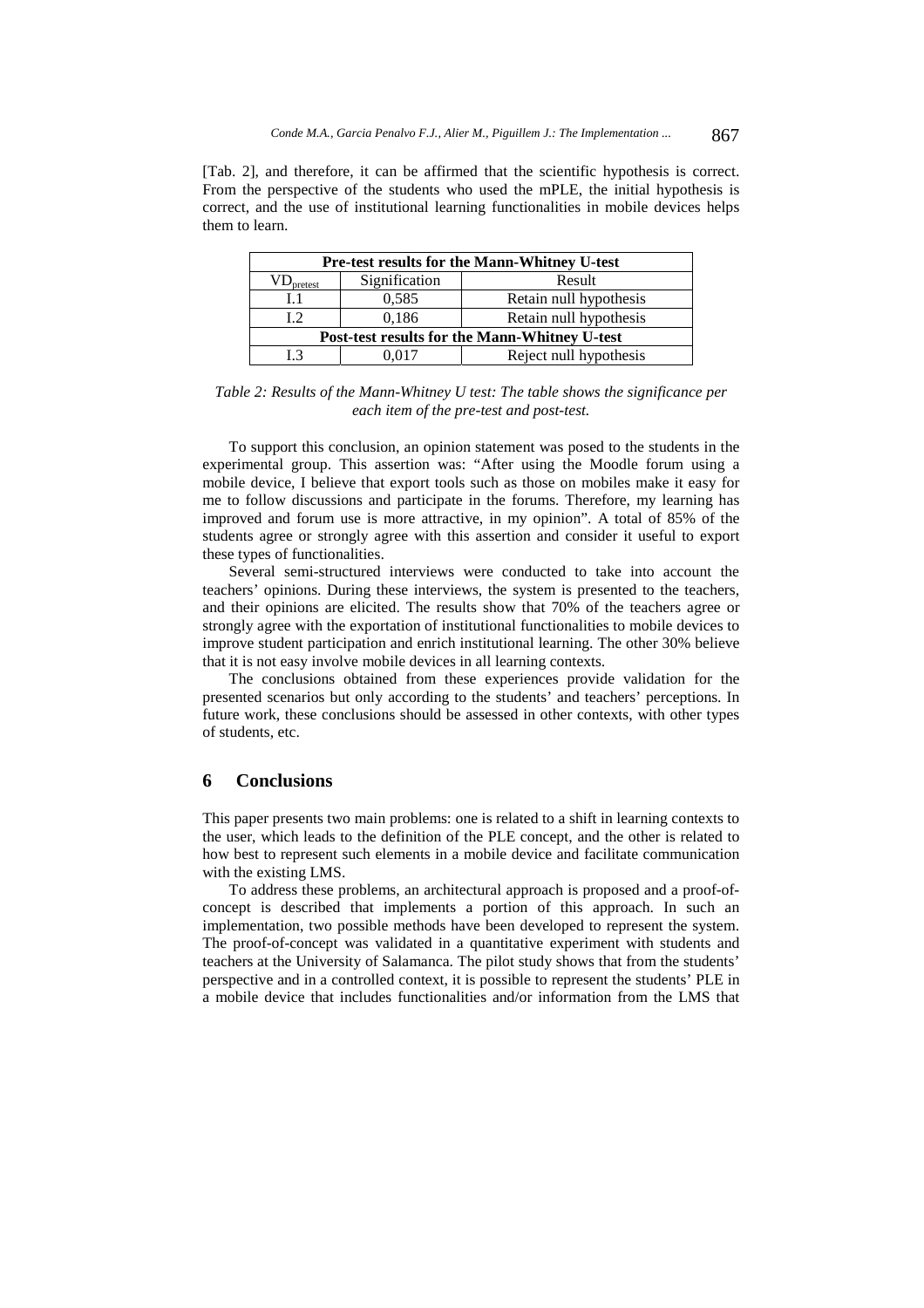[Tab. 2], and therefore, it can be affirmed that the scientific hypothesis is correct. From the perspective of the students who used the mPLE, the initial hypothesis is correct, and the use of institutional learning functionalities in mobile devices helps them to learn.

| Pre-test results for the Mann-Whitney U-test | | |
|---|---|---|
| $VD_{pretest}$ | Signification | Result |
| I.1 | 0,585 | Retain null hypothesis |
| I.2 | 0,186 | Retain null hypothesis |
| **Post-test results for the Mann-Whitney U-test** | | |
| I.3 | 0,017 | Reject null hypothesis |

*Table 2: Results of the Mann-Whitney U test: The table shows the significance per each item of the pre-test and post-test.*

To support this conclusion, an opinion statement was posed to the students in the experimental group. This assertion was: "After using the Moodle forum using a mobile device, I believe that export tools such as those on mobiles make it easy for me to follow discussions and participate in the forums. Therefore, my learning has improved and forum use is more attractive, in my opinion". A total of 85% of the students agree or strongly agree with this assertion and consider it useful to export these types of functionalities.

Several semi-structured interviews were conducted to take into account the teachers' opinions. During these interviews, the system is presented to the teachers, and their opinions are elicited. The results show that 70% of the teachers agree or strongly agree with the exportation of institutional functionalities to mobile devices to improve student participation and enrich institutional learning. The other 30% believe that it is not easy involve mobile devices in all learning contexts.

The conclusions obtained from these experiences provide validation for the presented scenarios but only according to the students' and teachers' perceptions. In future work, these conclusions should be assessed in other contexts, with other types of students, etc.

## 6 Conclusions

This paper presents two main problems: one is related to a shift in learning contexts to the user, which leads to the definition of the PLE concept, and the other is related to how best to represent such elements in a mobile device and facilitate communication with the existing LMS.

To address these problems, an architectural approach is proposed and a proof-of-concept is described that implements a portion of this approach. In such an implementation, two possible methods have been developed to represent the system. The proof-of-concept was validated in a quantitative experiment with students and teachers at the University of Salamanca. The pilot study shows that from the students' perspective and in a controlled context, it is possible to represent the students' PLE in a mobile device that includes functionalities and/or information from the LMS that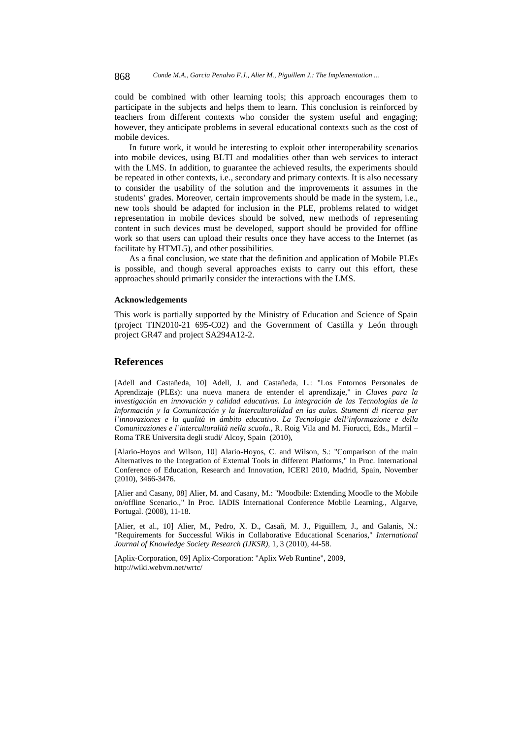could be combined with other learning tools; this approach encourages them to participate in the subjects and helps them to learn. This conclusion is reinforced by teachers from different contexts who consider the system useful and engaging; however, they anticipate problems in several educational contexts such as the cost of mobile devices.

In future work, it would be interesting to exploit other interoperability scenarios into mobile devices, using BLTI and modalities other than web services to interact with the LMS. In addition, to guarantee the achieved results, the experiments should be repeated in other contexts, i.e., secondary and primary contexts. It is also necessary to consider the usability of the solution and the improvements it assumes in the students' grades. Moreover, certain improvements should be made in the system, i.e., new tools should be adapted for inclusion in the PLE, problems related to widget representation in mobile devices should be solved, new methods of representing content in such devices must be developed, support should be provided for offline work so that users can upload their results once they have access to the Internet (as facilitate by HTML5), and other possibilities.

As a final conclusion, we state that the definition and application of Mobile PLEs is possible, and though several approaches exists to carry out this effort, these approaches should primarily consider the interactions with the LMS.

#### Acknowledgements

This work is partially supported by the Ministry of Education and Science of Spain (project TIN2010-21 695-C02) and the Government of Castilla y León through project GR47 and project SA294A12-2.

## References

[Adell and Castañeda, 10] Adell, J. and Castañeda, L.: "Los Entornos Personales de Aprendizaje (PLEs): una nueva manera de entender el aprendizaje," in *Claves para la investigación en innovación y calidad educativas. La integración de las Tecnologías de la Información y la Comunicación y la Interculturalidad en las aulas. Stumenti di ricerca per l'innovazione e la qualità in ámbito educativo. La Tecnologie dell'informazione e della Comunicazioni e l'interculturalità nella scuola.*, R. Roig Vila and M. Fiorucci, Eds., Marfil – Roma TRE Universita degli studi/ Alcoy, Spain (2010),

[Alario-Hoyos and Wilson, 10] Alario-Hoyos, C. and Wilson, S.: "Comparison of the main Alternatives to the Integration of External Tools in different Platforms," In Proc. International Conference of Education, Research and Innovation, ICERI 2010, Madrid, Spain, November (2010), 3466-3476.

[Alier and Casany, 08] Alier, M. and Casany, M.: "Moodbile: Extending Moodle to the Mobile on/offline Scenario.," In Proc. IADIS International Conference Mobile Learning., Algarve, Portugal. (2008), 11-18.

[Alier, et al., 10] Alier, M., Pedro, X. D., Casañ, M. J., Piguillem, J., and Galanis, N.: "Requirements for Successful Wikis in Collaborative Educational Scenarios," *International Journal of Knowledge Society Research (IJKSR)*, 1, 3 (2010), 44-58.

[Aplix-Corporation, 09] Aplix-Corporation: "Aplix Web Runtine", 2009, http://wiki.webvm.net/wrtc/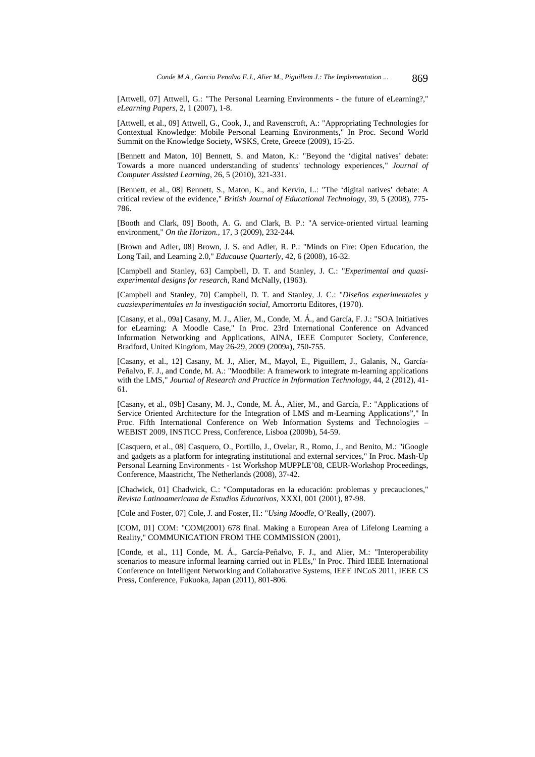[Attwell, 07] Attwell, G.: "The Personal Learning Environments - the future of eLearning?," *eLearning Papers*, 2, 1 (2007), 1-8.

[Attwell, et al., 09] Attwell, G., Cook, J., and Ravenscroft, A.: "Appropriating Technologies for Contextual Knowledge: Mobile Personal Learning Environments," In Proc. Second World Summit on the Knowledge Society, WSKS, Crete, Greece (2009), 15-25.

[Bennett and Maton, 10] Bennett, S. and Maton, K.: "Beyond the 'digital natives' debate: Towards a more nuanced understanding of students' technology experiences," *Journal of Computer Assisted Learning*, 26, 5 (2010), 321-331.

[Bennett, et al., 08] Bennett, S., Maton, K., and Kervin, L.: "The 'digital natives' debate: A critical review of the evidence," *British Journal of Educational Technology*, 39, 5 (2008), 775-786.

[Booth and Clark, 09] Booth, A. G. and Clark, B. P.: "A service-oriented virtual learning environment," *On the Horizon.*, 17, 3 (2009), 232-244.

[Brown and Adler, 08] Brown, J. S. and Adler, R. P.: "Minds on Fire: Open Education, the Long Tail, and Learning 2.0," *Educause Quarterly*, 42, 6 (2008), 16-32.

[Campbell and Stanley, 63] Campbell, D. T. and Stanley, J. C.: "*Experimental and quasi-experimental designs for research*, Rand McNally, (1963).

[Campbell and Stanley, 70] Campbell, D. T. and Stanley, J. C.: "*Diseños experimentales y cuasiexperimentales en la investigación social*, Amorrortu Editores, (1970).

[Casany, et al., 09a] Casany, M. J., Alier, M., Conde, M. Á., and García, F. J.: "SOA Initiatives for eLearning: A Moodle Case," In Proc. 23rd International Conference on Advanced Information Networking and Applications, AINA, IEEE Computer Society, Conference, Bradford, United Kingdom, May 26-29, 2009 (2009a), 750-755.

[Casany, et al., 12] Casany, M. J., Alier, M., Mayol, E., Piguillem, J., Galanis, N., García-Peñalvo, F. J., and Conde, M. A.: "Moodbile: A framework to integrate m-learning applications with the LMS," *Journal of Research and Practice in Information Technology*, 44, 2 (2012), 41-61.

[Casany, et al., 09b] Casany, M. J., Conde, M. Á., Alier, M., and García, F.: "Applications of Service Oriented Architecture for the Integration of LMS and m-Learning Applications"," In Proc. Fifth International Conference on Web Information Systems and Technologies – WEBIST 2009, INSTICC Press, Conference, Lisboa (2009b), 54-59.

[Casquero, et al., 08] Casquero, O., Portillo, J., Ovelar, R., Romo, J., and Benito, M.: "iGoogle and gadgets as a platform for integrating institutional and external services," In Proc. Mash-Up Personal Learning Environments - 1st Workshop MUPPLE'08, CEUR-Workshop Proceedings, Conference, Maastricht, The Netherlands (2008), 37-42.

[Chadwick, 01] Chadwick, C.: "Computadoras en la educación: problemas y precauciones," *Revista Latinoamericana de Estudios Educativos*, XXXI, 001 (2001), 87-98.

[Cole and Foster, 07] Cole, J. and Foster, H.: "*Using Moodle*, O'Really, (2007).

[COM, 01] COM: "COM(2001) 678 final. Making a European Area of Lifelong Learning a Reality," COMMUNICATION FROM THE COMMISSION (2001),

[Conde, et al., 11] Conde, M. Á., García-Peñalvo, F. J., and Alier, M.: "Interoperability scenarios to measure informal learning carried out in PLEs," In Proc. Third IEEE International Conference on Intelligent Networking and Collaborative Systems, IEEE INCoS 2011, IEEE CS Press, Conference, Fukuoka, Japan (2011), 801-806.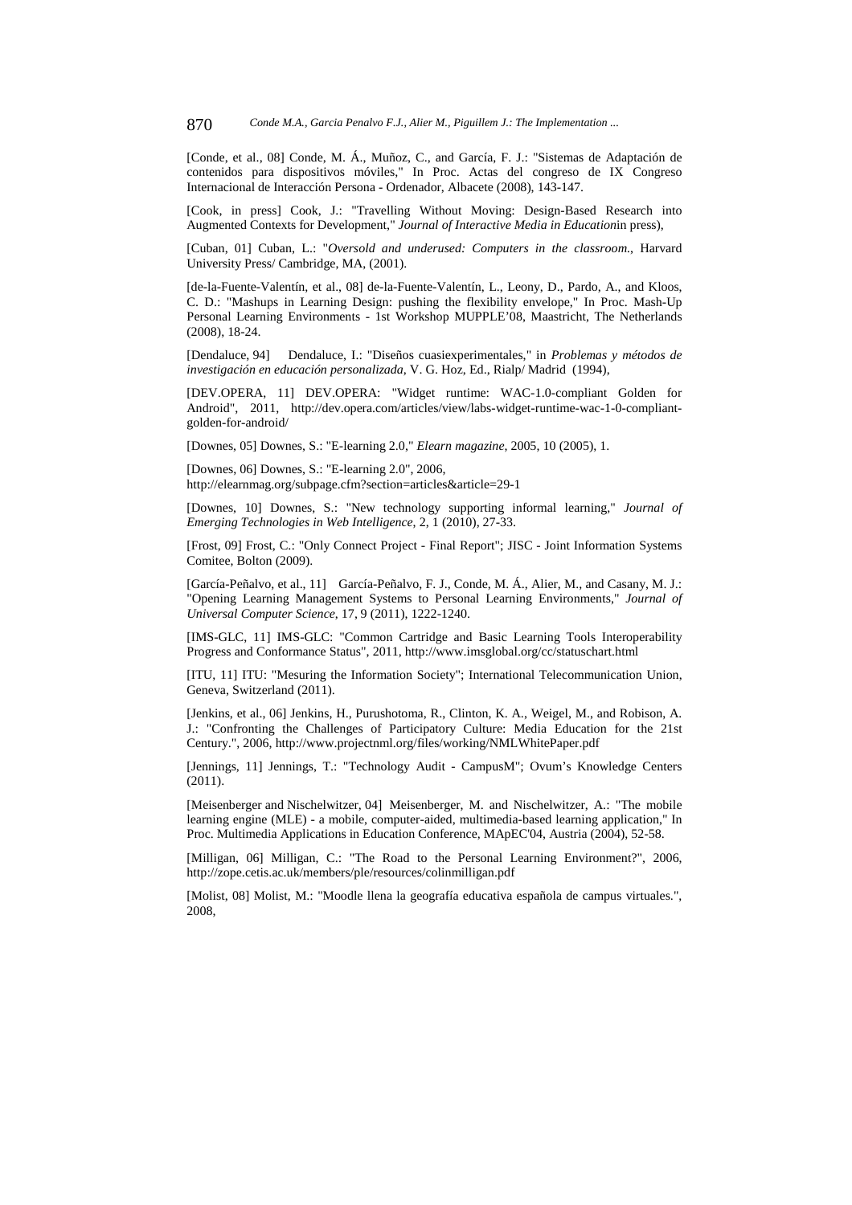[Conde, et al., 08] Conde, M. Á., Muñoz, C., and García, F. J.: "Sistemas de Adaptación de contenidos para dispositivos móviles," In Proc. Actas del congreso de IX Congreso Internacional de Interacción Persona - Ordenador, Albacete (2008), 143-147.

[Cook, in press] Cook, J.: "Travelling Without Moving: Design-Based Research into Augmented Contexts for Development," *Journal of Interactive Media in Education*in press),

[Cuban, 01] Cuban, L.: "*Oversold and underused: Computers in the classroom.*, Harvard University Press/ Cambridge, MA, (2001).

[de-la-Fuente-Valentín, et al., 08] de-la-Fuente-Valentín, L., Leony, D., Pardo, A., and Kloos, C. D.: "Mashups in Learning Design: pushing the flexibility envelope," In Proc. Mash-Up Personal Learning Environments - 1st Workshop MUPPLE'08, Maastricht, The Netherlands (2008), 18-24.

[Dendaluce, 94] Dendaluce, I.: "Diseños cuasiexperimentales," in *Problemas y métodos de investigación en educación personalizada*, V. G. Hoz, Ed., Rialp/ Madrid (1994),

[DEV.OPERA, 11] DEV.OPERA: "Widget runtime: WAC-1.0-compliant Golden for Android", 2011, http://dev.opera.com/articles/view/labs-widget-runtime-wac-1-0-compliant-golden-for-android/

[Downes, 05] Downes, S.: "E-learning 2.0," *Elearn magazine*, 2005, 10 (2005), 1.

[Downes, 06] Downes, S.: "E-learning 2.0", 2006, http://elearnmag.org/subpage.cfm?section=articles&article=29-1

[Downes, 10] Downes, S.: "New technology supporting informal learning," *Journal of Emerging Technologies in Web Intelligence*, 2, 1 (2010), 27-33.

[Frost, 09] Frost, C.: "Only Connect Project - Final Report"; JISC - Joint Information Systems Comitee, Bolton (2009).

[García-Peñalvo, et al., 11] García-Peñalvo, F. J., Conde, M. Á., Alier, M., and Casany, M. J.: "Opening Learning Management Systems to Personal Learning Environments," *Journal of Universal Computer Science*, 17, 9 (2011), 1222-1240.

[IMS-GLC, 11] IMS-GLC: "Common Cartridge and Basic Learning Tools Interoperability Progress and Conformance Status", 2011, http://www.imsglobal.org/cc/statuschart.html

[ITU, 11] ITU: "Mesuring the Information Society"; International Telecommunication Union, Geneva, Switzerland (2011).

[Jenkins, et al., 06] Jenkins, H., Purushotoma, R., Clinton, K. A., Weigel, M., and Robison, A. J.: "Confronting the Challenges of Participatory Culture: Media Education for the 21st Century.", 2006, http://www.projectnml.org/files/working/NMLWhitePaper.pdf

[Jennings, 11] Jennings, T.: "Technology Audit - CampusM"; Ovum's Knowledge Centers (2011).

[Meisenberger and Nischelwitzer, 04] Meisenberger, M. and Nischelwitzer, A.: "The mobile learning engine (MLE) - a mobile, computer-aided, multimedia-based learning application," In Proc. Multimedia Applications in Education Conference, MApEC'04, Austria (2004), 52-58.

[Milligan, 06] Milligan, C.: "The Road to the Personal Learning Environment?", 2006, http://zope.cetis.ac.uk/members/ple/resources/colinmilligan.pdf

[Molist, 08] Molist, M.: "Moodle llena la geografía educativa española de campus virtuales.", 2008,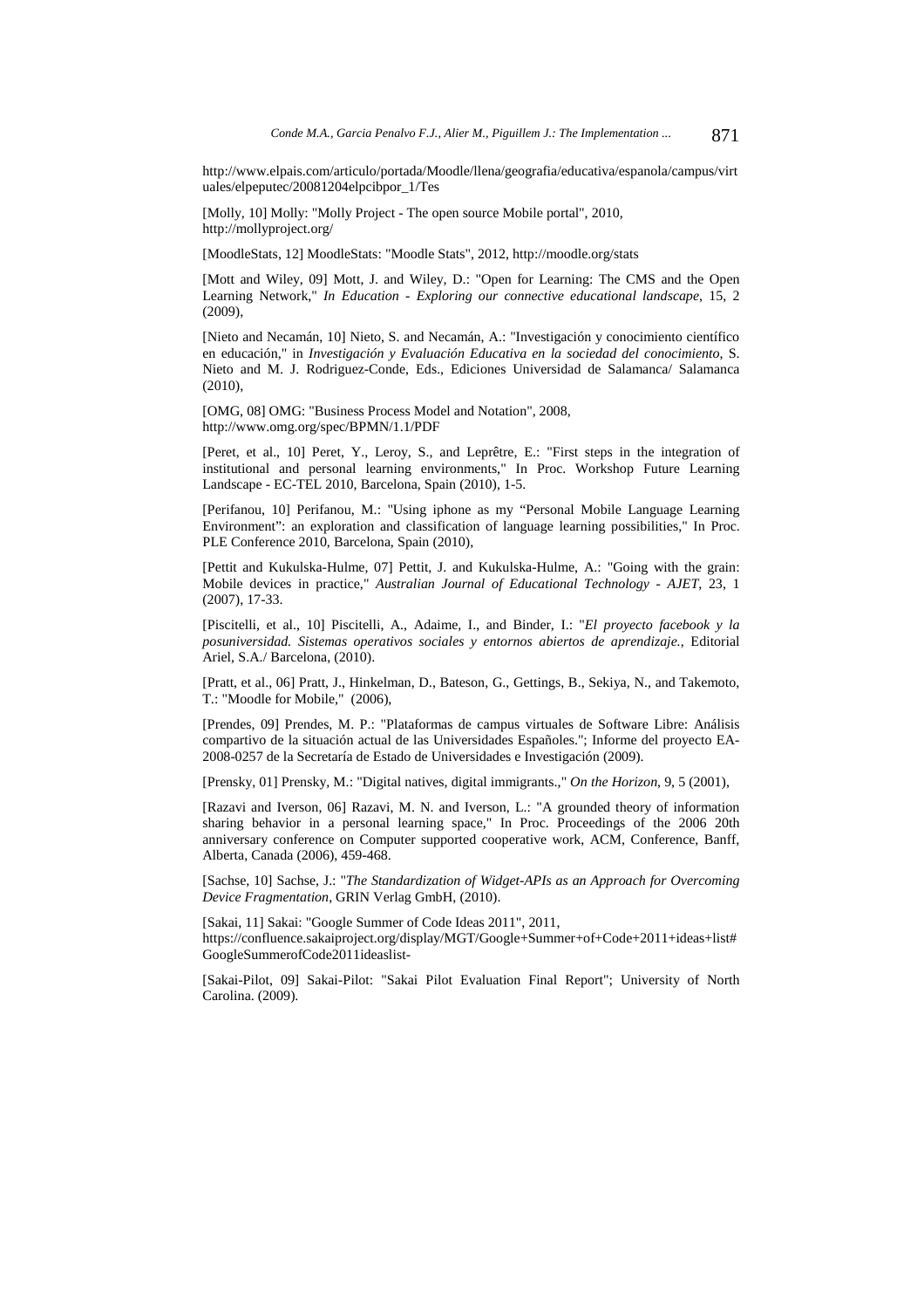http://www.elpais.com/articulo/portada/Moodle/llena/geografia/educativa/espanola/campus/virtuales/elpeputec/20081204elpcibpor_1/Tes

[Molly, 10] Molly: "Molly Project - The open source Mobile portal", 2010, http://mollyproject.org/

[MoodleStats, 12] MoodleStats: "Moodle Stats", 2012, http://moodle.org/stats

[Mott and Wiley, 09] Mott, J. and Wiley, D.: "Open for Learning: The CMS and the Open Learning Network," *In Education - Exploring our connective educational landscape*, 15, 2 (2009),

[Nieto and Necamán, 10] Nieto, S. and Necamán, A.: "Investigación y conocimiento científico en educación," in *Investigación y Evaluación Educativa en la sociedad del conocimiento*, S. Nieto and M. J. Rodriguez-Conde, Eds., Ediciones Universidad de Salamanca/ Salamanca (2010),

[OMG, 08] OMG: "Business Process Model and Notation", 2008, http://www.omg.org/spec/BPMN/1.1/PDF

[Peret, et al., 10] Peret, Y., Leroy, S., and Leprêtre, E.: "First steps in the integration of institutional and personal learning environments," In Proc. Workshop Future Learning Landscape - EC-TEL 2010, Barcelona, Spain (2010), 1-5.

[Perifanou, 10] Perifanou, M.: "Using iphone as my "Personal Mobile Language Learning Environment": an exploration and classification of language learning possibilities," In Proc. PLE Conference 2010, Barcelona, Spain (2010),

[Pettit and Kukulska-Hulme, 07] Pettit, J. and Kukulska-Hulme, A.: "Going with the grain: Mobile devices in practice," *Australian Journal of Educational Technology - AJET*, 23, 1 (2007), 17-33.

[Piscitelli, et al., 10] Piscitelli, A., Adaime, I., and Binder, I.: "*El proyecto facebook y la posuniversidad. Sistemas operativos sociales y entornos abiertos de aprendizaje.*, Editorial Ariel, S.A./ Barcelona, (2010).

[Pratt, et al., 06] Pratt, J., Hinkelman, D., Bateson, G., Gettings, B., Sekiya, N., and Takemoto, T.: "Moodle for Mobile," (2006),

[Prendes, 09] Prendes, M. P.: "Plataformas de campus virtuales de Software Libre: Análisis compartivo de la situación actual de las Universidades Españoles."; Informe del proyecto EA-2008-0257 de la Secretaría de Estado de Universidades e Investigación (2009).

[Prensky, 01] Prensky, M.: "Digital natives, digital immigrants.," *On the Horizon*, 9, 5 (2001),

[Razavi and Iverson, 06] Razavi, M. N. and Iverson, L.: "A grounded theory of information sharing behavior in a personal learning space," In Proc. Proceedings of the 2006 20th anniversary conference on Computer supported cooperative work, ACM, Conference, Banff, Alberta, Canada (2006), 459-468.

[Sachse, 10] Sachse, J.: "*The Standardization of Widget-APIs as an Approach for Overcoming Device Fragmentation*, GRIN Verlag GmbH, (2010).

[Sakai, 11] Sakai: "Google Summer of Code Ideas 2011", 2011, https://confluence.sakaiproject.org/display/MGT/Google+Summer+of+Code+2011+ideas+list#GoogleSummerofCode2011ideaslist-

[Sakai-Pilot, 09] Sakai-Pilot: "Sakai Pilot Evaluation Final Report"; University of North Carolina. (2009).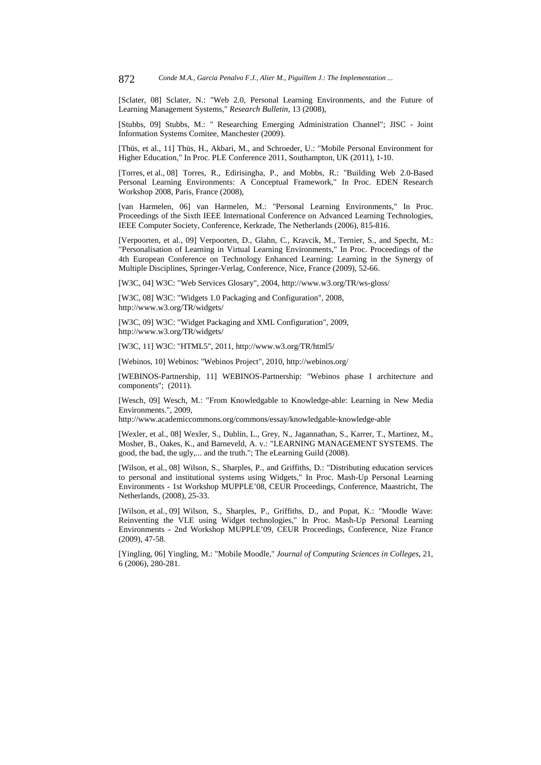[Sclater, 08] Sclater, N.: "Web 2.0, Personal Learning Environments, and the Future of Learning Management Systems," *Research Bulletin*, 13 (2008),

[Stubbs, 09] Stubbs, M.: " Researching Emerging Administration Channel"; JISC - Joint Information Systems Comitee, Manchester (2009).

[Thüs, et al., 11] Thüs, H., Akbari, M., and Schroeder, U.: "Mobile Personal Environment for Higher Education," In Proc. PLE Conference 2011, Southampton, UK (2011), 1-10.

[Torres, et al., 08] Torres, R., Edirisingha, P., and Mobbs, R.: "Building Web 2.0-Based Personal Learning Environments: A Conceptual Framework," In Proc. EDEN Research Workshop 2008, Paris, France (2008),

[van Harmelen, 06] van Harmelen, M.: "Personal Learning Environments," In Proc. Proceedings of the Sixth IEEE International Conference on Advanced Learning Technologies, IEEE Computer Society, Conference, Kerkrade, The Netherlands (2006), 815-816.

[Verpoorten, et al., 09] Verpoorten, D., Glahn, C., Kravcik, M., Ternier, S., and Specht, M.: "Personalisation of Learning in Virtual Learning Environments," In Proc. Proceedings of the 4th European Conference on Technology Enhanced Learning: Learning in the Synergy of Multiple Disciplines, Springer-Verlag, Conference, Nice, France (2009), 52-66.

[W3C, 04] W3C: "Web Services Glosary", 2004, http://www.w3.org/TR/ws-gloss/

[W3C, 08] W3C: "Widgets 1.0 Packaging and Configuration", 2008, http://www.w3.org/TR/widgets/

[W3C, 09] W3C: "Widget Packaging and XML Configuration", 2009, http://www.w3.org/TR/widgets/

[W3C, 11] W3C: "HTML5", 2011, http://www.w3.org/TR/html5/

[Webinos, 10] Webinos: "Webinos Project", 2010, http://webinos.org/

[WEBINOS-Partnership, 11] WEBINOS-Partnership: "Webinos phase I architecture and components"; (2011).

[Wesch, 09] Wesch, M.: "From Knowledgable to Knowledge-able: Learning in New Media Environments.", 2009, http://www.academiccommons.org/commons/essay/knowledgable-knowledge-able

[Wexler, et al., 08] Wexler, S., Dublin, L., Grey, N., Jagannathan, S., Karrer, T., Martinez, M., Mosher, B., Oakes, K., and Barneveld, A. v.: "LEARNING MANAGEMENT SYSTEMS. The good, the bad, the ugly,... and the truth."; The eLearning Guild (2008).

[Wilson, et al., 08] Wilson, S., Sharples, P., and Griffiths, D.: "Distributing education services to personal and institutional systems using Widgets," In Proc. Mash-Up Personal Learning Environments - 1st Workshop MUPPLE'08, CEUR Proceedings, Conference, Maastricht, The Netherlands, (2008), 25-33.

[Wilson, et al., 09] Wilson, S., Sharples, P., Griffiths, D., and Popat, K.: "Moodle Wave: Reinventing the VLE using Widget technologies," In Proc. Mash-Up Personal Learning Environments - 2nd Workshop MUPPLE'09, CEUR Proceedings, Conference, Nize France (2009), 47-58.

[Yingling, 06] Yingling, M.: "Mobile Moodle," *Journal of Computing Sciences in Colleges*, 21, 6 (2006), 280-281.